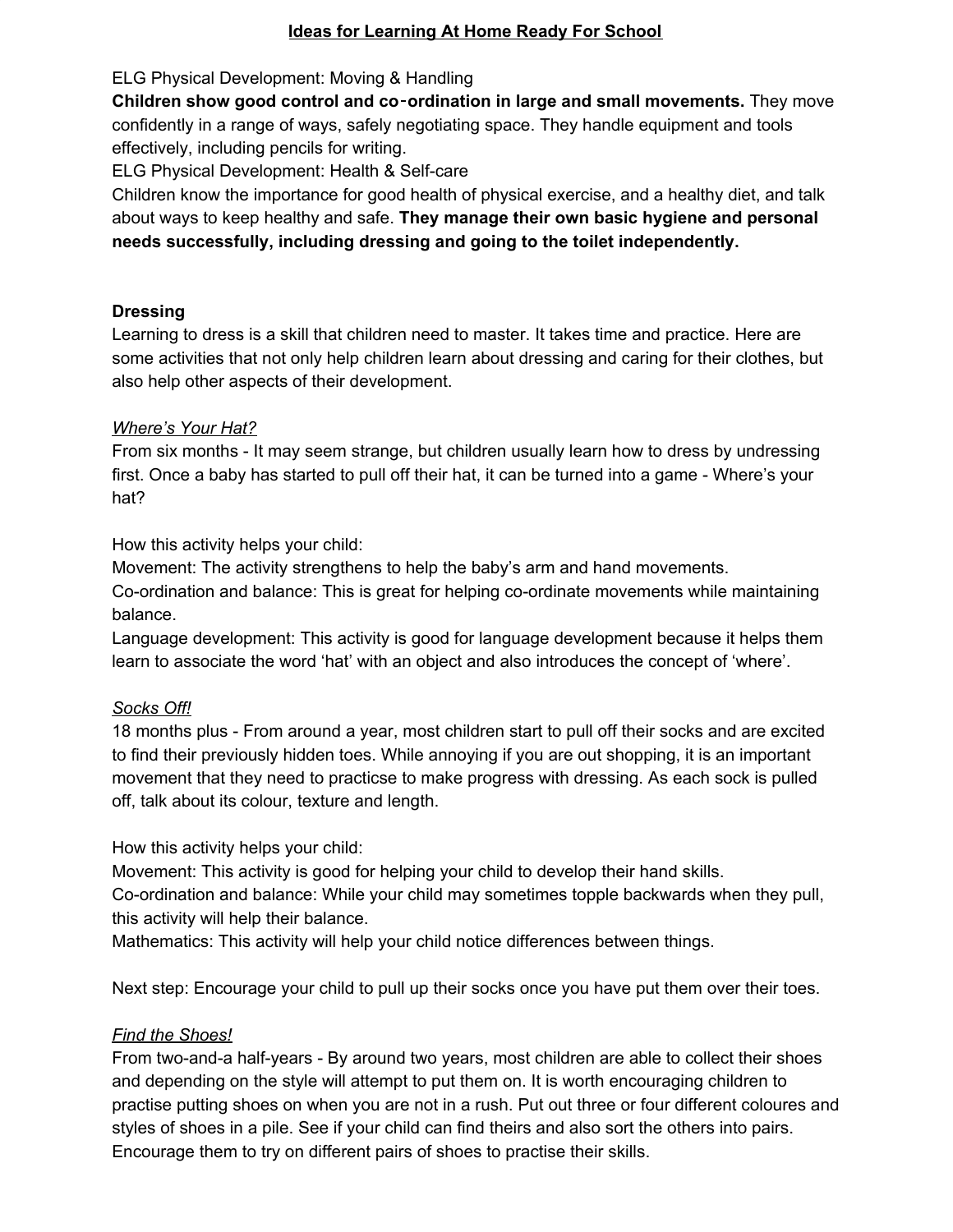# <u>Ideas for Learning At Home Ready For School</u>

ELG Physical Development: Moving & Handling

**Children show good control and co-ordination in large and small movements.** They move confidently in a range of ways, safely negotiating space. They handle equipment and tools effectively, including pencils for writing.

ELG Physical Development: Health & Self-care

Children know the importance for good health of physical exercise, and a healthy diet, and talk about ways to keep healthy and safe. **They manage their own basic hygiene and personal needs successfully, including dressing and going to the toilet independently.**

**Dressing**

Learning to dress is a skill that children need to master. It takes time and practice. Here are some activities that not only help children learn about dressing and caring for their clothes, but also help other aspects of their development.

*<u>Where's Your Hat?</u>*

From six months - It may seem strange, but children usually learn how to dress by undressing first. Once a baby has started to pull off their hat, it can be turned into a game - Where's your hat?

How this activity helps your child:

Movement: The activity strengthens to help the baby's arm and hand movements.

Co-ordination and balance: This is great for helping co-ordinate movements while maintaining balance.

Language development: This activity is good for language development because it helps them learn to associate the word 'hat' with an object and also introduces the concept of 'where'.

*<u>Socks Off!</u>*

18 months plus - From around a year, most children start to pull off their socks and are excited to find their previously hidden toes. While annoying if you are out shopping, it is an important movement that they need to practicse to make progress with dressing. As each sock is pulled off, talk about its colour, texture and length.

How this activity helps your child:

Movement: This activity is good for helping your child to develop their hand skills.

Co-ordination and balance: While your child may sometimes topple backwards when they pull, this activity will help their balance.

Mathematics: This activity will help your child notice differences between things.

Next step: Encourage your child to pull up their socks once you have put them over their toes.

*<u>Find the Shoes!</u>*

From two-and-a half-years - By around two years, most children are able to collect their shoes and depending on the style will attempt to put them on. It is worth encouraging children to practise putting shoes on when you are not in a rush. Put out three or four different coloures and styles of shoes in a pile. See if your child can find theirs and also sort the others into pairs. Encourage them to try on different pairs of shoes to practise their skills.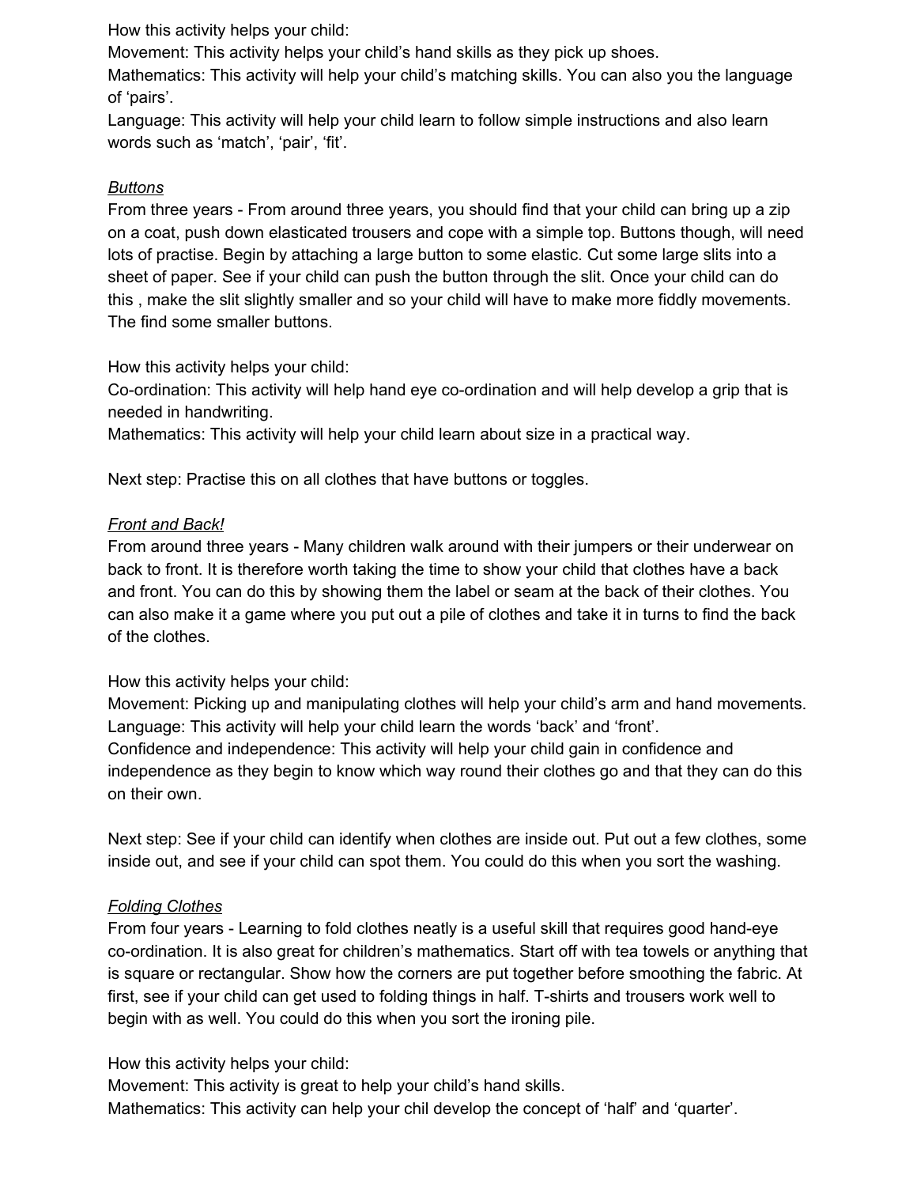How this activity helps your child:
Movement: This activity helps your child's hand skills as they pick up shoes.
Mathematics: This activity will help your child's matching skills. You can also you the language of 'pairs'.
Language: This activity will help your child learn to follow simple instructions and also learn words such as 'match', 'pair', 'fit'.

*<u>Buttons</u>*
From three years - From around three years, you should find that your child can bring up a zip on a coat, push down elasticated trousers and cope with a simple top. Buttons though, will need lots of practise. Begin by attaching a large button to some elastic. Cut some large slits into a sheet of paper. See if your child can push the button through the slit. Once your child can do this , make the slit slightly smaller and so your child will have to make more fiddly movements. The find some smaller buttons.

How this activity helps your child:
Co-ordination: This activity will help hand eye co-ordination and will help develop a grip that is needed in handwriting.
Mathematics: This activity will help your child learn about size in a practical way.

Next step: Practise this on all clothes that have buttons or toggles.

*<u>Front and Back!</u>*
From around three years - Many children walk around with their jumpers or their underwear on back to front. It is therefore worth taking the time to show your child that clothes have a back and front. You can do this by showing them the label or seam at the back of their clothes. You can also make it a game where you put out a pile of clothes and take it in turns to find the back of the clothes.

How this activity helps your child:
Movement: Picking up and manipulating clothes will help your child's arm and hand movements.
Language: This activity will help your child learn the words 'back' and 'front'.
Confidence and independence: This activity will help your child gain in confidence and independence as they begin to know which way round their clothes go and that they can do this on their own.

Next step: See if your child can identify when clothes are inside out. Put out a few clothes, some inside out, and see if your child can spot them. You could do this when you sort the washing.

*<u>Folding Clothes</u>*
From four years - Learning to fold clothes neatly is a useful skill that requires good hand-eye co-ordination. It is also great for children's mathematics. Start off with tea towels or anything that is square or rectangular. Show how the corners are put together before smoothing the fabric. At first, see if your child can get used to folding things in half. T-shirts and trousers work well to begin with as well. You could do this when you sort the ironing pile.

How this activity helps your child:
Movement: This activity is great to help your child's hand skills.
Mathematics: This activity can help your chil develop the concept of 'half' and 'quarter'.